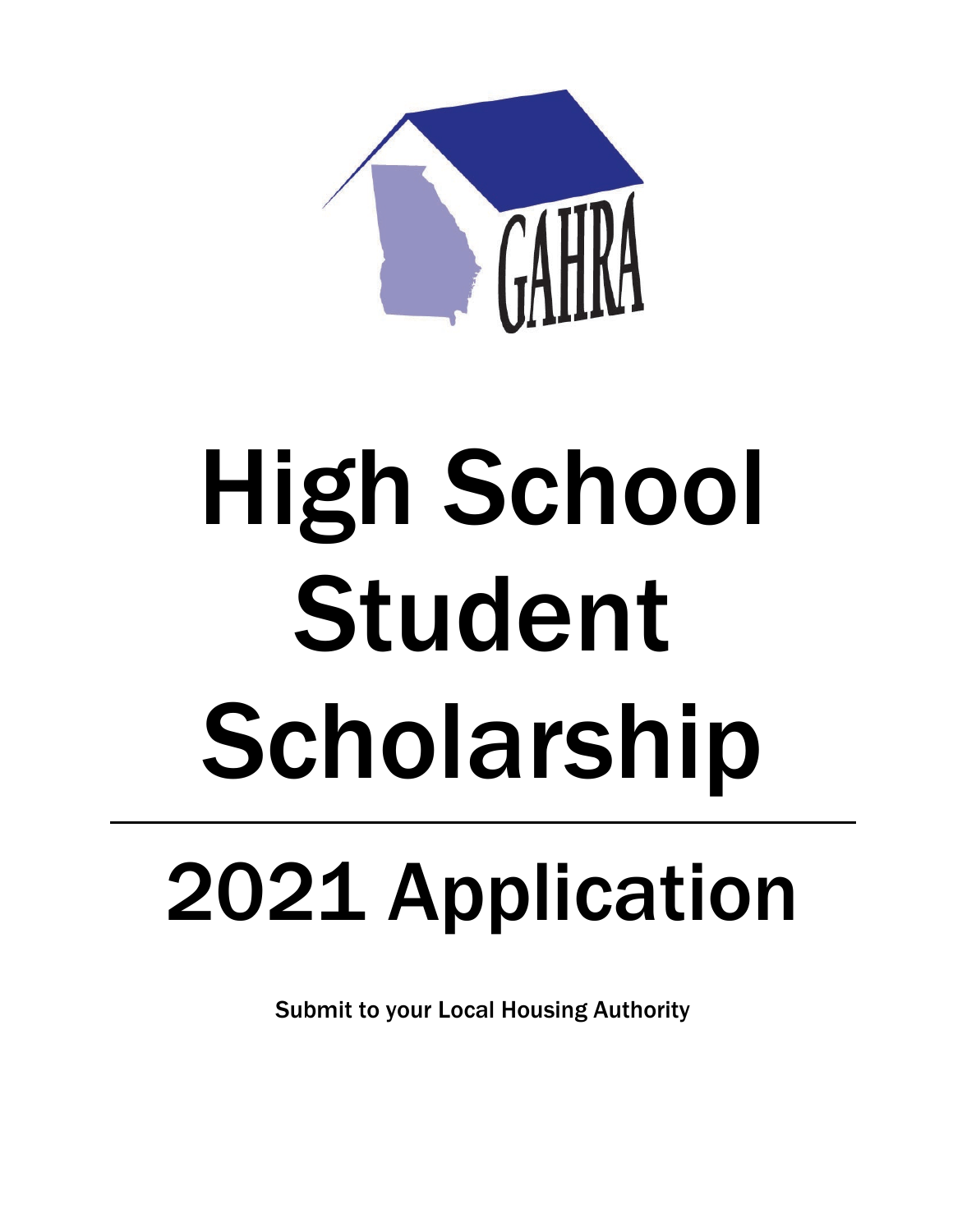GAHRA

# High School Student Scholarship

# 2021 Application

**Submit to your Local Housing Authority**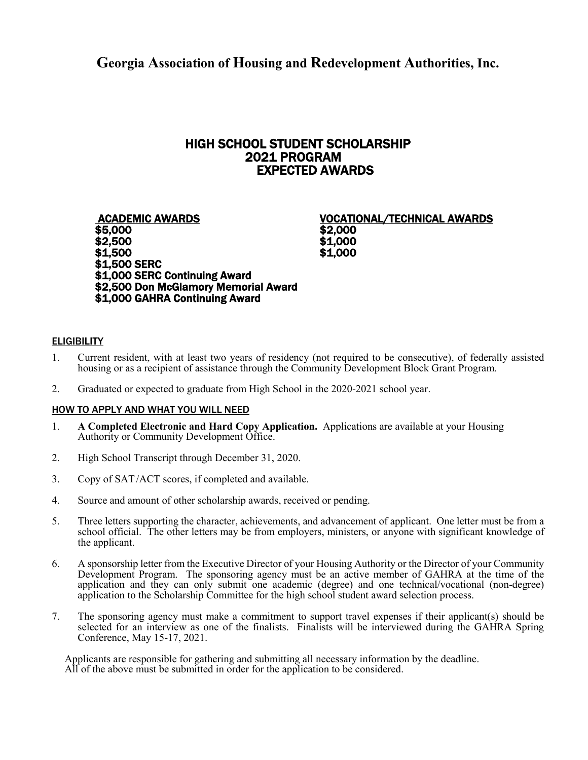# Georgia Association of Housing and Redevelopment Authorities, Inc.

## HIGH SCHOOL STUDENT SCHOLARSHIP
## 2021 PROGRAM
## EXPECTED AWARDS

**ACADEMIC AWARDS**

**$5,000**
**$2,500**
**$1,500**
**$1,500 SERC**
**$1,000 SERC Continuing Award**
**$2,500 Don McGlamory Memorial Award**
**$1,000 GAHRA Continuing Award**

**VOCATIONAL/TECHNICAL AWARDS**

**$2,000**
**$1,000**
**$1,000**

### ELIGIBILITY

1. Current resident, with at least two years of residency (not required to be consecutive), of federally assisted housing or as a recipient of assistance through the Community Development Block Grant Program.

2. Graduated or expected to graduate from High School in the 2020-2021 school year.

### HOW TO APPLY AND WHAT YOU WILL NEED

1. **A Completed Electronic and Hard Copy Application.** Applications are available at your Housing Authority or Community Development Office.

2. High School Transcript through December 31, 2020.

3. Copy of SAT/ACT scores, if completed and available.

4. Source and amount of other scholarship awards, received or pending.

5. Three letters supporting the character, achievements, and advancement of applicant. One letter must be from a school official. The other letters may be from employers, ministers, or anyone with significant knowledge of the applicant.

6. A sponsorship letter from the Executive Director of your Housing Authority or the Director of your Community Development Program. The sponsoring agency must be an active member of GAHRA at the time of the application and they can only submit one academic (degree) and one technical/vocational (non-degree) application to the Scholarship Committee for the high school student award selection process.

7. The sponsoring agency must make a commitment to support travel expenses if their applicant(s) should be selected for an interview as one of the finalists. Finalists will be interviewed during the GAHRA Spring Conference, May 15-17, 2021.

Applicants are responsible for gathering and submitting all necessary information by the deadline.
All of the above must be submitted in order for the application to be considered.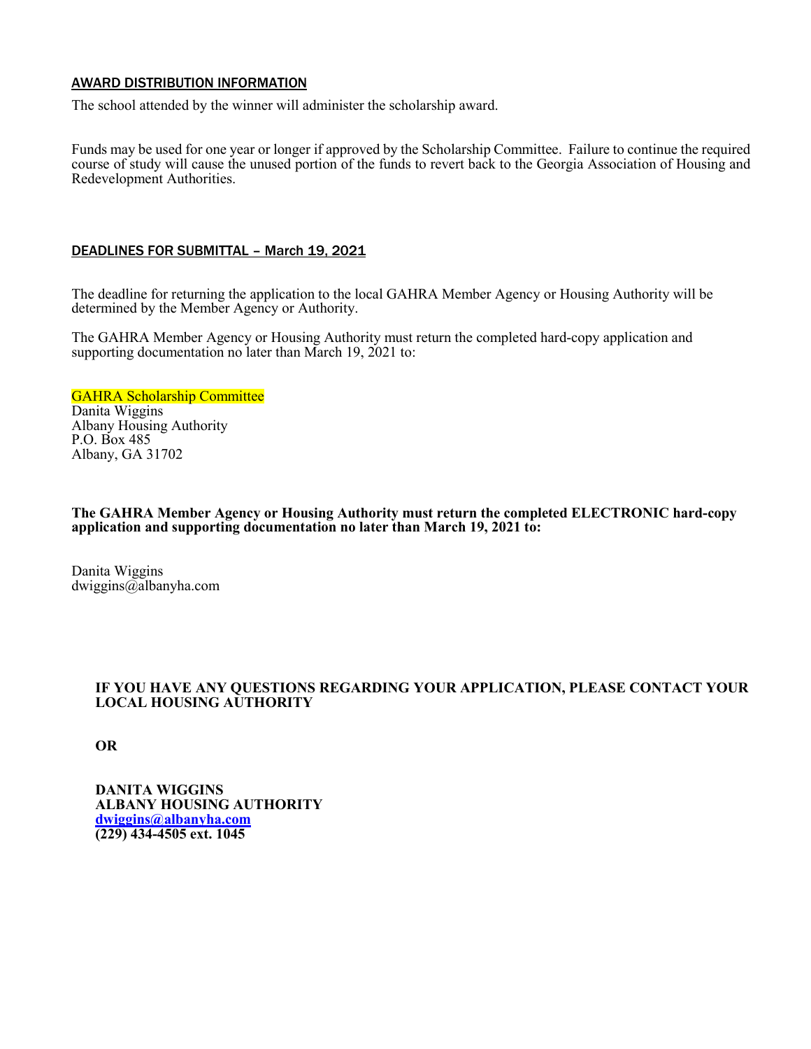## AWARD DISTRIBUTION INFORMATION

The school attended by the winner will administer the scholarship award.

Funds may be used for one year or longer if approved by the Scholarship Committee. Failure to continue the required course of study will cause the unused portion of the funds to revert back to the Georgia Association of Housing and Redevelopment Authorities.

## DEADLINES FOR SUBMITTAL – March 19, 2021

The deadline for returning the application to the local GAHRA Member Agency or Housing Authority will be determined by the Member Agency or Authority.

The GAHRA Member Agency or Housing Authority must return the completed hard-copy application and supporting documentation no later than March 19, 2021 to:

GAHRA Scholarship Committee
Danita Wiggins
Albany Housing Authority
P.O. Box 485
Albany, GA 31702

**The GAHRA Member Agency or Housing Authority must return the completed ELECTRONIC hard-copy application and supporting documentation no later than March 19, 2021 to:**

Danita Wiggins
dwiggins@albanyha.com

**IF YOU HAVE ANY QUESTIONS REGARDING YOUR APPLICATION, PLEASE CONTACT YOUR LOCAL HOUSING AUTHORITY**

**OR**

**DANITA WIGGINS**
**ALBANY HOUSING AUTHORITY**
**dwiggins@albanyha.com**
**(229) 434-4505 ext. 1045**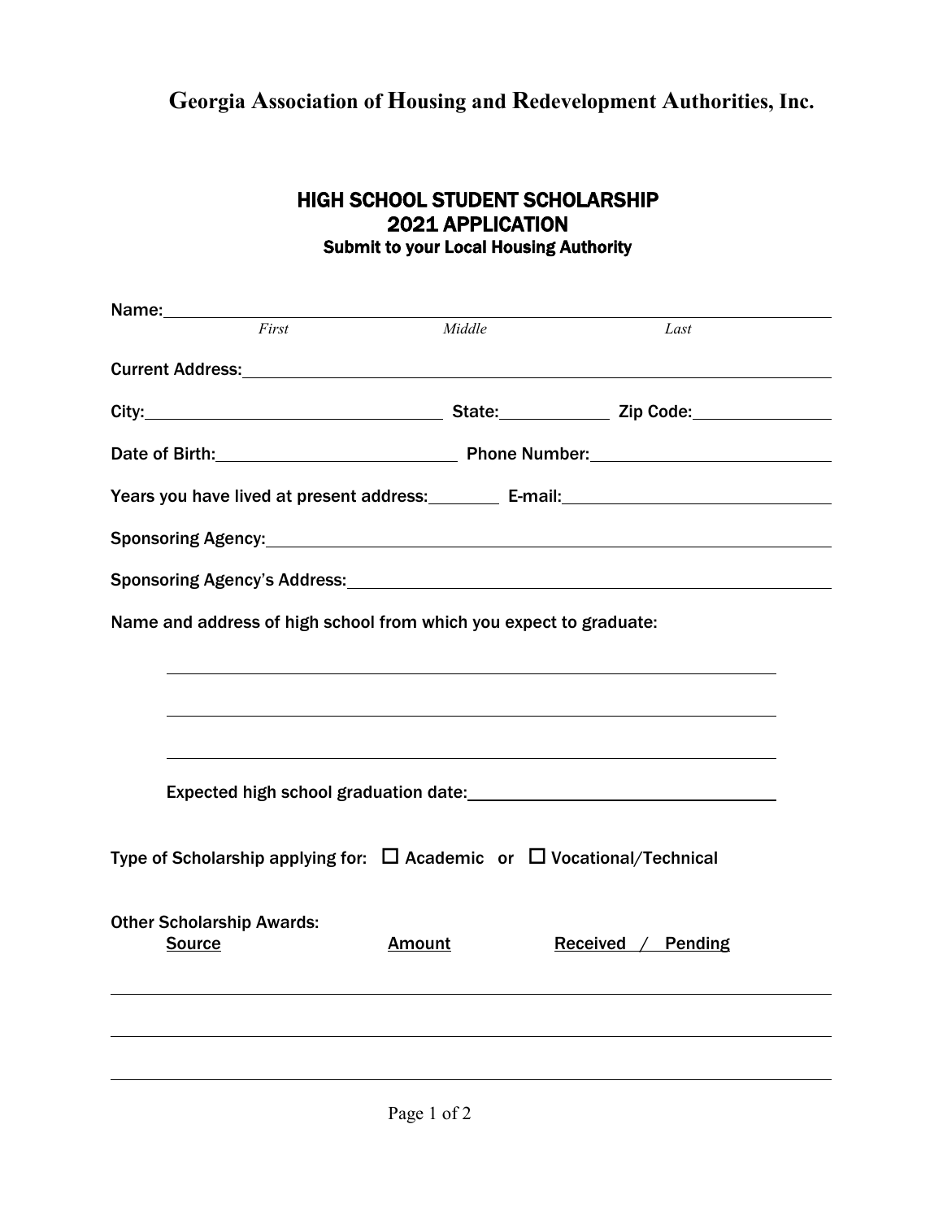# Georgia Association of Housing and Redevelopment Authorities, Inc.

## HIGH SCHOOL STUDENT SCHOLARSHIP
## 2021 APPLICATION

**Submit to your Local Housing Authority**

Name: ______________________________________________________________
*First* *Middle* *Last*

Current Address: ______________________________________________________

City: ____________________ State: __________ Zip Code: ______________

Date of Birth: ____________________ Phone Number: ____________________

Years you have lived at present address: ________ E-mail: ____________________

Sponsoring Agency: ____________________________________________________

Sponsoring Agency's Address: ___________________________________________

Name and address of high school from which you expect to graduate:

______________________________________________________________

______________________________________________________________

______________________________________________________________

Expected high school graduation date: ____________________________

Type of Scholarship applying for: ☐ Academic or ☐ Vocational/Technical

Other Scholarship Awards:

| Source | Amount | Received / Pending |
|---|---|---|
| | | |
| | | |
| | | |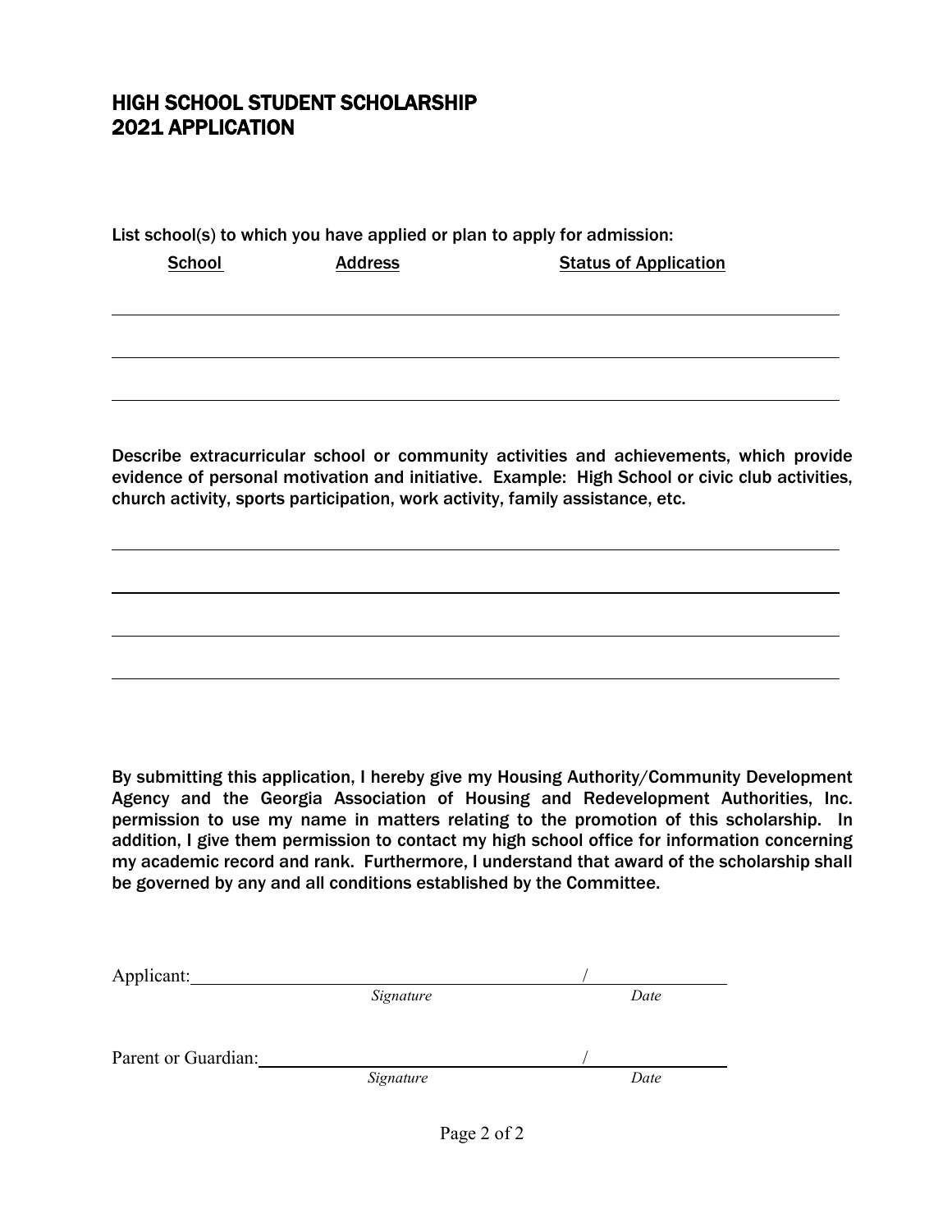## HIGH SCHOOL STUDENT SCHOLARSHIP
## 2021 APPLICATION

List school(s) to which you have applied or plan to apply for admission:

| School | Address | Status of Application |
|---|---|---|
| | | |
| | | |
| | | |

Describe extracurricular school or community activities and achievements, which provide evidence of personal motivation and initiative. Example: High School or civic club activities, church activity, sports participation, work activity, family assistance, etc.

\_\_\_\_\_\_\_\_\_\_\_\_\_\_\_\_\_\_\_\_\_\_\_\_\_\_\_\_\_\_\_\_\_\_\_\_\_\_\_\_\_\_\_\_\_\_\_\_\_\_\_\_\_\_\_\_\_\_\_\_

\_\_\_\_\_\_\_\_\_\_\_\_\_\_\_\_\_\_\_\_\_\_\_\_\_\_\_\_\_\_\_\_\_\_\_\_\_\_\_\_\_\_\_\_\_\_\_\_\_\_\_\_\_\_\_\_\_\_\_\_

\_\_\_\_\_\_\_\_\_\_\_\_\_\_\_\_\_\_\_\_\_\_\_\_\_\_\_\_\_\_\_\_\_\_\_\_\_\_\_\_\_\_\_\_\_\_\_\_\_\_\_\_\_\_\_\_\_\_\_\_

\_\_\_\_\_\_\_\_\_\_\_\_\_\_\_\_\_\_\_\_\_\_\_\_\_\_\_\_\_\_\_\_\_\_\_\_\_\_\_\_\_\_\_\_\_\_\_\_\_\_\_\_\_\_\_\_\_\_\_\_

By submitting this application, I hereby give my Housing Authority/Community Development Agency and the Georgia Association of Housing and Redevelopment Authorities, Inc. permission to use my name in matters relating to the promotion of this scholarship. In addition, I give them permission to contact my high school office for information concerning my academic record and rank. Furthermore, I understand that award of the scholarship shall be governed by any and all conditions established by the Committee.

Applicant: \_\_\_\_\_\_\_\_\_\_\_\_\_\_\_\_\_\_\_\_\_\_\_\_\_\_\_\_\_\_ / \_\_\_\_\_\_\_\_\_\_\_\_
*Signature* *Date*

Parent or Guardian: \_\_\_\_\_\_\_\_\_\_\_\_\_\_\_\_\_\_\_\_\_\_\_\_\_\_\_\_\_\_ / \_\_\_\_\_\_\_\_\_\_\_\_
*Signature* *Date*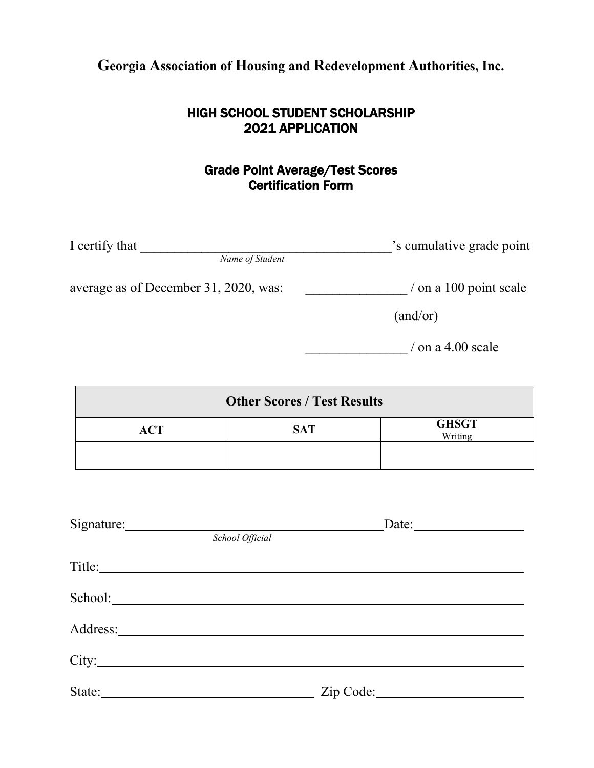**Georgia Association of Housing and Redevelopment Authorities, Inc.**

## HIGH SCHOOL STUDENT SCHOLARSHIP
## 2021 APPLICATION

### Grade Point Average/Test Scores
### Certification Form

I certify that ______________________________________’s cumulative grade point
*Name of Student*

average as of December 31, 2020, was: _______________ / on a 100 point scale

(and/or)

_______________ / on a 4.00 scale

| Other Scores / Test Results | | |
|---|---|---|
| **ACT** | **SAT** | **GHSGT** Writing |
| | | |

Signature:_________________________________________Date:________________
*School Official*

Title:_________________________________________________________________

School:_______________________________________________________________

Address:______________________________________________________________

City:__________________________________________________________________

State:__________________________________ Zip Code:______________________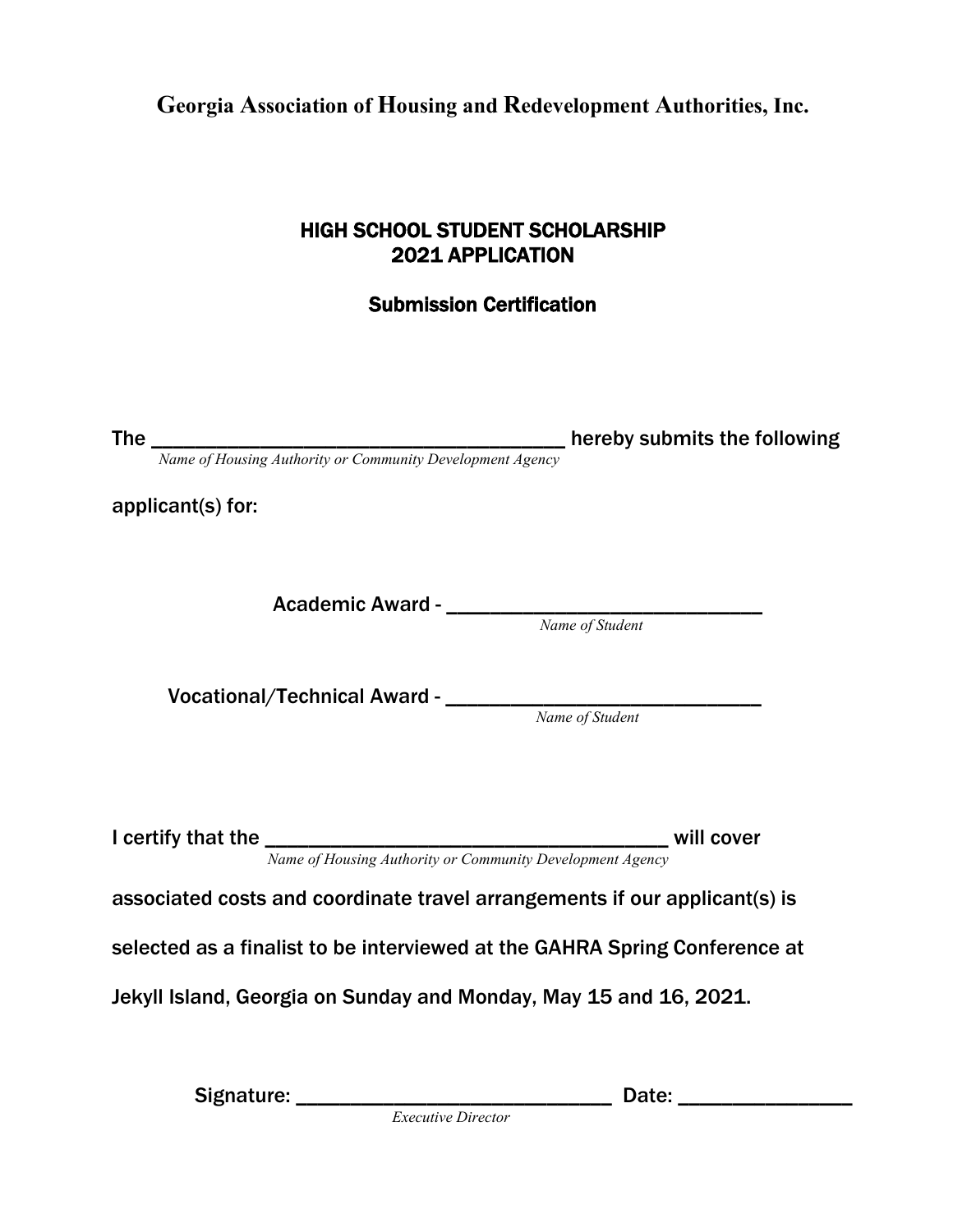**Georgia Association of Housing and Redevelopment Authorities, Inc.**

# HIGH SCHOOL STUDENT SCHOLARSHIP
# 2021 APPLICATION

## Submission Certification

The ______________________________________ hereby submits the following
*Name of Housing Authority or Community Development Agency*

applicant(s) for:

Academic Award - ____________________________
*Name of Student*

Vocational/Technical Award - ____________________________
*Name of Student*

I certify that the ____________________________________ will cover
*Name of Housing Authority or Community Development Agency*

associated costs and coordinate travel arrangements if our applicant(s) is selected as a finalist to be interviewed at the GAHRA Spring Conference at Jekyll Island, Georgia on Sunday and Monday, May 15 and 16, 2021.

Signature: ____________________________ Date: _______________
*Executive Director*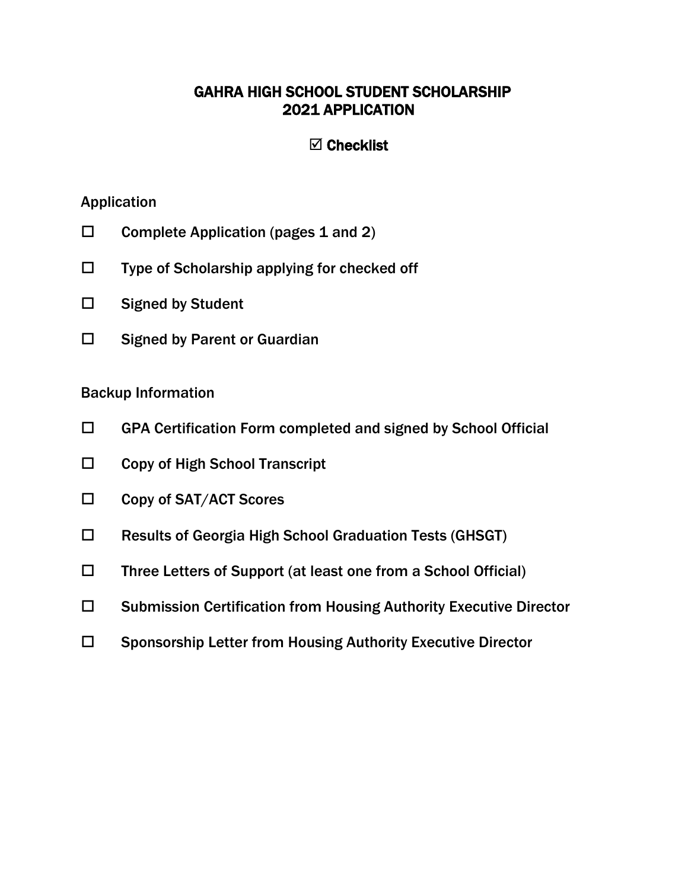# GAHRA HIGH SCHOOL STUDENT SCHOLARSHIP
# 2021 APPLICATION

## ☑ Checklist

Application

- ☐ Complete Application (pages 1 and 2)
- ☐ Type of Scholarship applying for checked off
- ☐ Signed by Student
- ☐ Signed by Parent or Guardian

Backup Information

- ☐ GPA Certification Form completed and signed by School Official
- ☐ Copy of High School Transcript
- ☐ Copy of SAT/ACT Scores
- ☐ Results of Georgia High School Graduation Tests (GHSGT)
- ☐ Three Letters of Support (at least one from a School Official)
- ☐ Submission Certification from Housing Authority Executive Director
- ☐ Sponsorship Letter from Housing Authority Executive Director